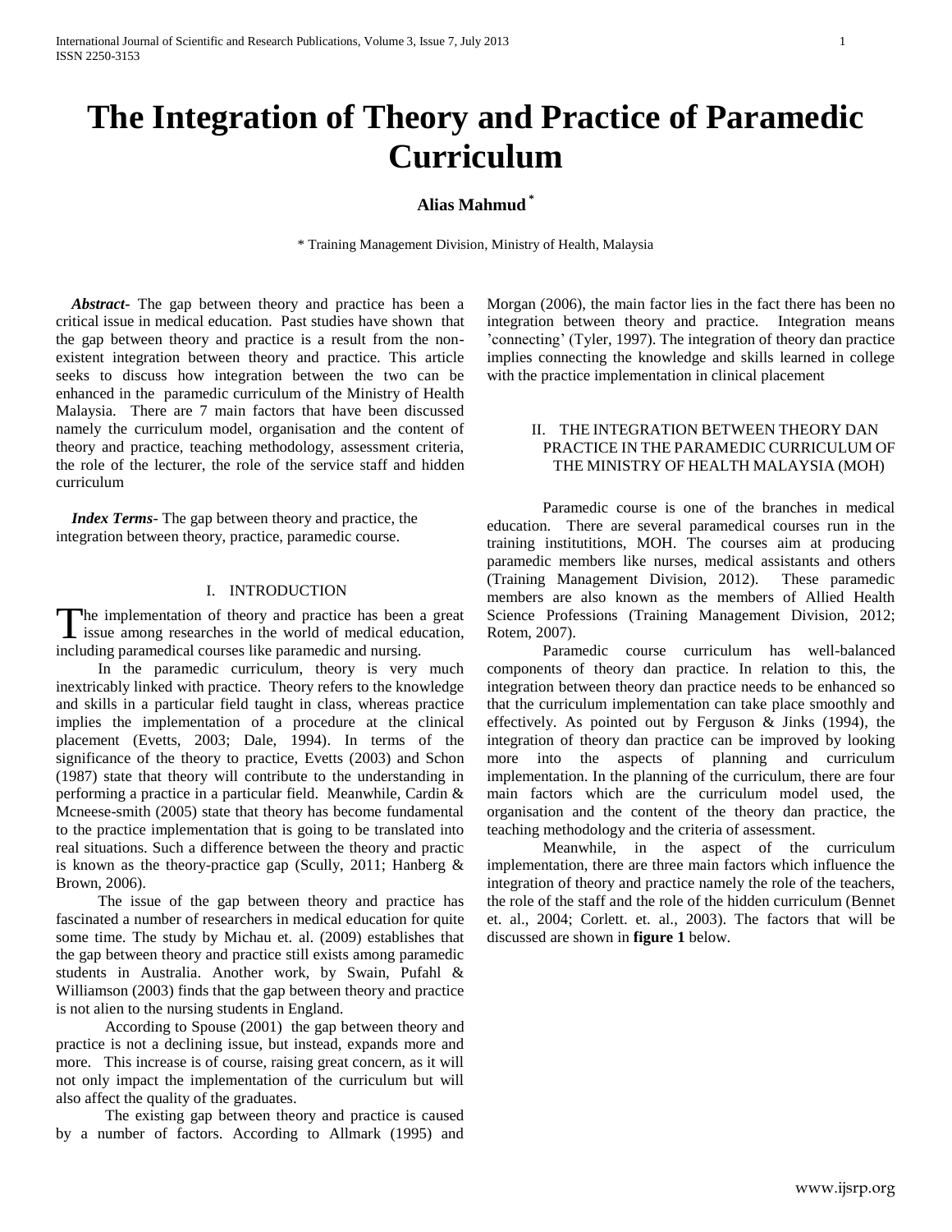# The Integration of Theory and Practice of Paramedic Curriculum

**Alias Mahmud** [*]

[*] Training Management Division, Ministry of Health, Malaysia

***Abstract***- The gap between theory and practice has been a critical issue in medical education. Past studies have shown that the gap between theory and practice is a result from the non-existent integration between theory and practice. This article seeks to discuss how integration between the two can be enhanced in the paramedic curriculum of the Ministry of Health Malaysia. There are 7 main factors that have been discussed namely the curriculum model, organisation and the content of theory and practice, teaching methodology, assessment criteria, the role of the lecturer, the role of the service staff and hidden curriculum

***Index Terms***- The gap between theory and practice, the integration between theory, practice, paramedic course.

## I. INTRODUCTION

The implementation of theory and practice has been a great issue among researches in the world of medical education, including paramedical courses like paramedic and nursing.

In the paramedic curriculum, theory is very much inextricably linked with practice. Theory refers to the knowledge and skills in a particular field taught in class, whereas practice implies the implementation of a procedure at the clinical placement (Evetts, 2003; Dale, 1994). In terms of the significance of the theory to practice, Evetts (2003) and Schon (1987) state that theory will contribute to the understanding in performing a practice in a particular field. Meanwhile, Cardin & Mcneese-smith (2005) state that theory has become fundamental to the practice implementation that is going to be translated into real situations. Such a difference between the theory and practic is known as the theory-practice gap (Scully, 2011; Hanberg & Brown, 2006).

The issue of the gap between theory and practice has fascinated a number of researchers in medical education for quite some time. The study by Michau et. al. (2009) establishes that the gap between theory and practice still exists among paramedic students in Australia. Another work, by Swain, Pufahl & Williamson (2003) finds that the gap between theory and practice is not alien to the nursing students in England.

According to Spouse (2001) the gap between theory and practice is not a declining issue, but instead, expands more and more. This increase is of course, raising great concern, as it will not only impact the implementation of the curriculum but will also affect the quality of the graduates.

The existing gap between theory and practice is caused by a number of factors. According to Allmark (1995) and Morgan (2006), the main factor lies in the fact there has been no integration between theory and practice. Integration means 'connecting' (Tyler, 1997). The integration of theory dan practice implies connecting the knowledge and skills learned in college with the practice implementation in clinical placement

## II. THE INTEGRATION BETWEEN THEORY DAN PRACTICE IN THE PARAMEDIC CURRICULUM OF THE MINISTRY OF HEALTH MALAYSIA (MOH)

Paramedic course is one of the branches in medical education. There are several paramedical courses run in the training institutitions, MOH. The courses aim at producing paramedic members like nurses, medical assistants and others (Training Management Division, 2012). These paramedic members are also known as the members of Allied Health Science Professions (Training Management Division, 2012; Rotem, 2007).

Paramedic course curriculum has well-balanced components of theory dan practice. In relation to this, the integration between theory dan practice needs to be enhanced so that the curriculum implementation can take place smoothly and effectively. As pointed out by Ferguson & Jinks (1994), the integration of theory dan practice can be improved by looking more into the aspects of planning and curriculum implementation. In the planning of the curriculum, there are four main factors which are the curriculum model used, the organisation and the content of the theory dan practice, the teaching methodology and the criteria of assessment.

Meanwhile, in the aspect of the curriculum implementation, there are three main factors which influence the integration of theory and practice namely the role of the teachers, the role of the staff and the role of the hidden curriculum (Bennet et. al., 2004; Corlett. et. al., 2003). The factors that will be discussed are shown in **figure 1** below.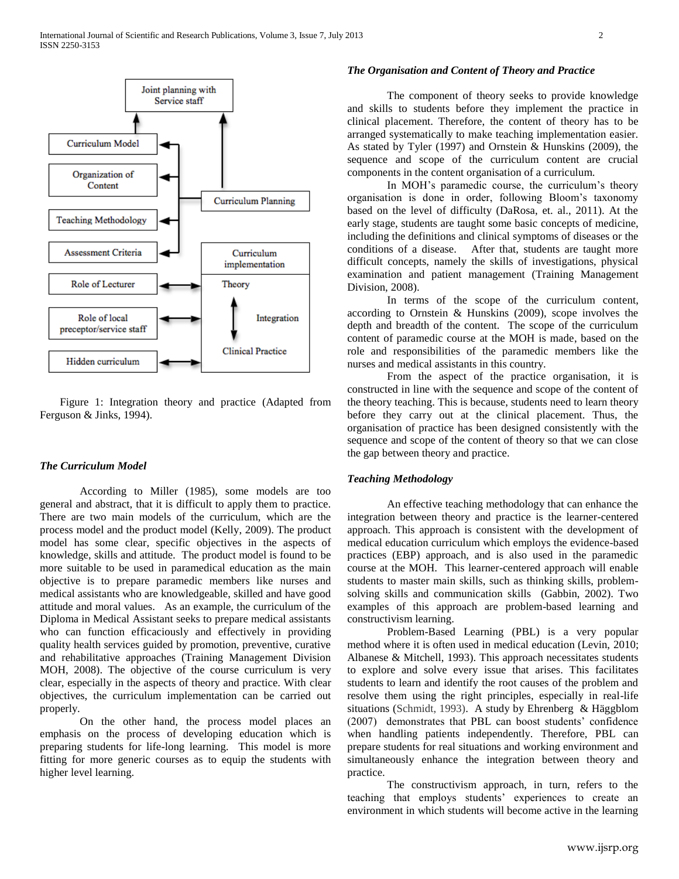Figure 1: Integration theory and practice (Adapted from Ferguson & Jinks, 1994).

### *The Curriculum Model*

According to Miller (1985), some models are too general and abstract, that it is difficult to apply them to practice. There are two main models of the curriculum, which are the process model and the product model (Kelly, 2009). The product model has some clear, specific objectives in the aspects of knowledge, skills and attitude. The product model is found to be more suitable to be used in paramedical education as the main objective is to prepare paramedic members like nurses and medical assistants who are knowledgeable, skilled and have good attitude and moral values. As an example, the curriculum of the Diploma in Medical Assistant seeks to prepare medical assistants who can function efficaciously and effectively in providing quality health services guided by promotion, preventive, curative and rehabilitative approaches (Training Management Division MOH, 2008). The objective of the course curriculum is very clear, especially in the aspects of theory and practice. With clear objectives, the curriculum implementation can be carried out properly.

On the other hand, the process model places an emphasis on the process of developing education which is preparing students for life-long learning. This model is more fitting for more generic courses as to equip the students with higher level learning.

### *The Organisation and Content of Theory and Practice*

The component of theory seeks to provide knowledge and skills to students before they implement the practice in clinical placement. Therefore, the content of theory has to be arranged systematically to make teaching implementation easier. As stated by Tyler (1997) and Ornstein & Hunskins (2009), the sequence and scope of the curriculum content are crucial components in the content organisation of a curriculum.

In MOH's paramedic course, the curriculum's theory organisation is done in order, following Bloom's taxonomy based on the level of difficulty (DaRosa, et. al., 2011). At the early stage, students are taught some basic concepts of medicine, including the definitions and clinical symptoms of diseases or the conditions of a disease. After that, students are taught more difficult concepts, namely the skills of investigations, physical examination and patient management (Training Management Division, 2008).

In terms of the scope of the curriculum content, according to Ornstein & Hunskins (2009), scope involves the depth and breadth of the content. The scope of the curriculum content of paramedic course at the MOH is made, based on the role and responsibilities of the paramedic members like the nurses and medical assistants in this country.

From the aspect of the practice organisation, it is constructed in line with the sequence and scope of the content of the theory teaching. This is because, students need to learn theory before they carry out at the clinical placement. Thus, the organisation of practice has been designed consistently with the sequence and scope of the content of theory so that we can close the gap between theory and practice.

### *Teaching Methodology*

An effective teaching methodology that can enhance the integration between theory and practice is the learner-centered approach. This approach is consistent with the development of medical education curriculum which employs the evidence-based practices (EBP) approach, and is also used in the paramedic course at the MOH. This learner-centered approach will enable students to master main skills, such as thinking skills, problem-solving skills and communication skills (Gabbin, 2002). Two examples of this approach are problem-based learning and constructivism learning.

Problem-Based Learning (PBL) is a very popular method where it is often used in medical education (Levin, 2010; Albanese & Mitchell, 1993). This approach necessitates students to explore and solve every issue that arises. This facilitates students to learn and identify the root causes of the problem and resolve them using the right principles, especially in real-life situations (Schmidt, 1993). A study by Ehrenberg & Häggblom (2007) demonstrates that PBL can boost students' confidence when handling patients independently. Therefore, PBL can prepare students for real situations and working environment and simultaneously enhance the integration between theory and practice.

The constructivism approach, in turn, refers to the teaching that employs students' experiences to create an environment in which students will become active in the learning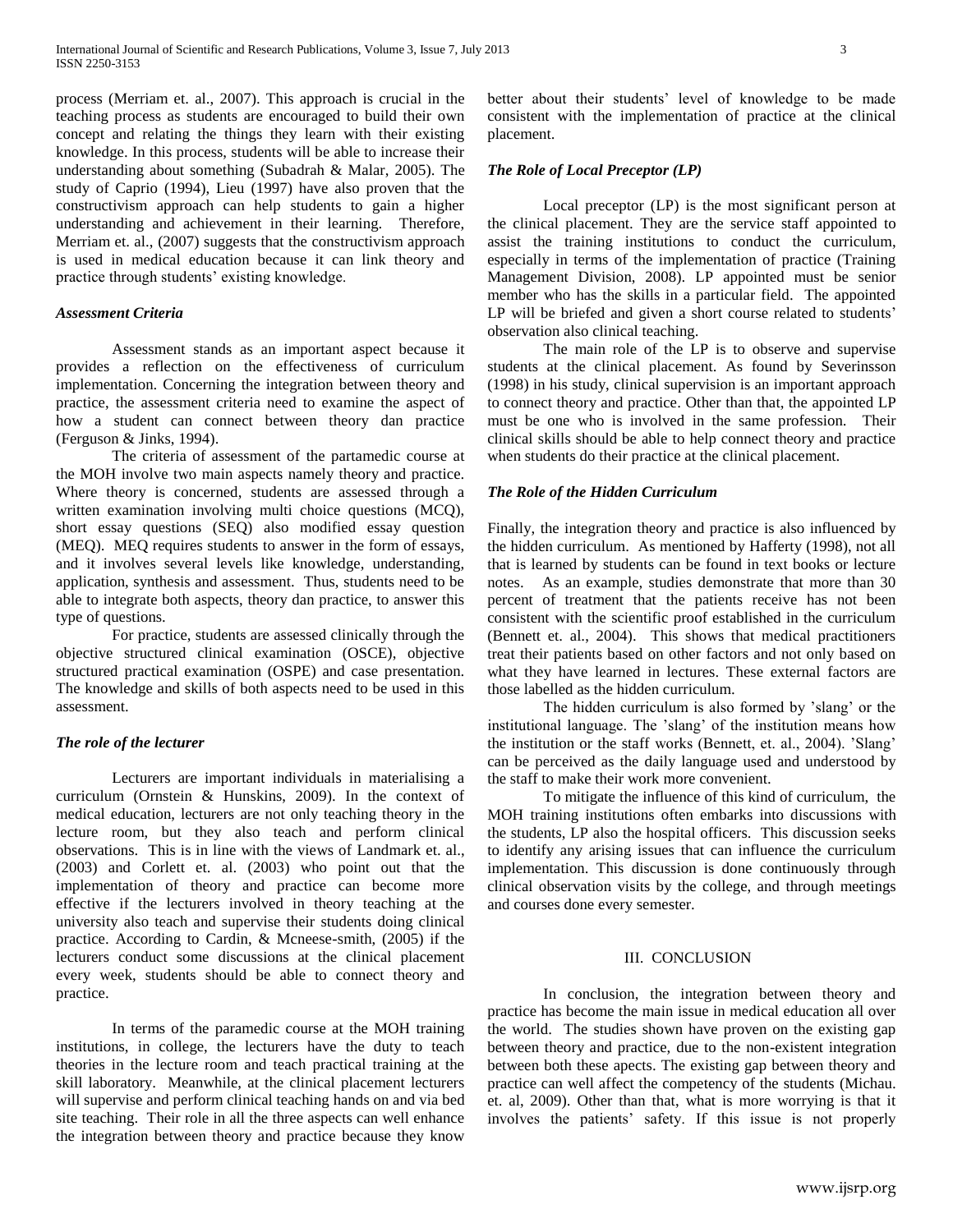process (Merriam et. al., 2007). This approach is crucial in the teaching process as students are encouraged to build their own concept and relating the things they learn with their existing knowledge. In this process, students will be able to increase their understanding about something (Subadrah & Malar, 2005). The study of Caprio (1994), Lieu (1997) have also proven that the constructivism approach can help students to gain a higher understanding and achievement in their learning. Therefore, Merriam et. al., (2007) suggests that the constructivism approach is used in medical education because it can link theory and practice through students' existing knowledge.

### *Assessment Criteria*

Assessment stands as an important aspect because it provides a reflection on the effectiveness of curriculum implementation. Concerning the integration between theory and practice, the assessment criteria need to examine the aspect of how a student can connect between theory dan practice (Ferguson & Jinks, 1994).

The criteria of assessment of the partamedic course at the MOH involve two main aspects namely theory and practice. Where theory is concerned, students are assessed through a written examination involving multi choice questions (MCQ), short essay questions (SEQ) also modified essay question (MEQ). MEQ requires students to answer in the form of essays, and it involves several levels like knowledge, understanding, application, synthesis and assessment. Thus, students need to be able to integrate both aspects, theory dan practice, to answer this type of questions.

For practice, students are assessed clinically through the objective structured clinical examination (OSCE), objective structured practical examination (OSPE) and case presentation. The knowledge and skills of both aspects need to be used in this assessment.

### *The role of the lecturer*

Lecturers are important individuals in materialising a curriculum (Ornstein & Hunskins, 2009). In the context of medical education, lecturers are not only teaching theory in the lecture room, but they also teach and perform clinical observations. This is in line with the views of Landmark et. al., (2003) and Corlett et. al. (2003) who point out that the implementation of theory and practice can become more effective if the lecturers involved in theory teaching at the university also teach and supervise their students doing clinical practice. According to Cardin, & Mcneese-smith, (2005) if the lecturers conduct some discussions at the clinical placement every week, students should be able to connect theory and practice.

In terms of the paramedic course at the MOH training institutions, in college, the lecturers have the duty to teach theories in the lecture room and teach practical training at the skill laboratory. Meanwhile, at the clinical placement lecturers will supervise and perform clinical teaching hands on and via bed site teaching. Their role in all the three aspects can well enhance the integration between theory and practice because they know better about their students' level of knowledge to be made consistent with the implementation of practice at the clinical placement.

### *The Role of Local Preceptor (LP)*

Local preceptor (LP) is the most significant person at the clinical placement. They are the service staff appointed to assist the training institutions to conduct the curriculum, especially in terms of the implementation of practice (Training Management Division, 2008). LP appointed must be senior member who has the skills in a particular field. The appointed LP will be briefed and given a short course related to students' observation also clinical teaching.

The main role of the LP is to observe and supervise students at the clinical placement. As found by Severinsson (1998) in his study, clinical supervision is an important approach to connect theory and practice. Other than that, the appointed LP must be one who is involved in the same profession. Their clinical skills should be able to help connect theory and practice when students do their practice at the clinical placement.

### *The Role of the Hidden Curriculum*

Finally, the integration theory and practice is also influenced by the hidden curriculum. As mentioned by Hafferty (1998), not all that is learned by students can be found in text books or lecture notes. As an example, studies demonstrate that more than 30 percent of treatment that the patients receive has not been consistent with the scientific proof established in the curriculum (Bennett et. al., 2004). This shows that medical practitioners treat their patients based on other factors and not only based on what they have learned in lectures. These external factors are those labelled as the hidden curriculum.

The hidden curriculum is also formed by 'slang' or the institutional language. The 'slang' of the institution means how the institution or the staff works (Bennett, et. al., 2004). 'Slang' can be perceived as the daily language used and understood by the staff to make their work more convenient.

To mitigate the influence of this kind of curriculum, the MOH training institutions often embarks into discussions with the students, LP also the hospital officers. This discussion seeks to identify any arising issues that can influence the curriculum implementation. This discussion is done continuously through clinical observation visits by the college, and through meetings and courses done every semester.

## III. CONCLUSION

In conclusion, the integration between theory and practice has become the main issue in medical education all over the world. The studies shown have proven on the existing gap between theory and practice, due to the non-existent integration between both these apects. The existing gap between theory and practice can well affect the competency of the students (Michau. et. al, 2009). Other than that, what is more worrying is that it involves the patients' safety. If this issue is not properly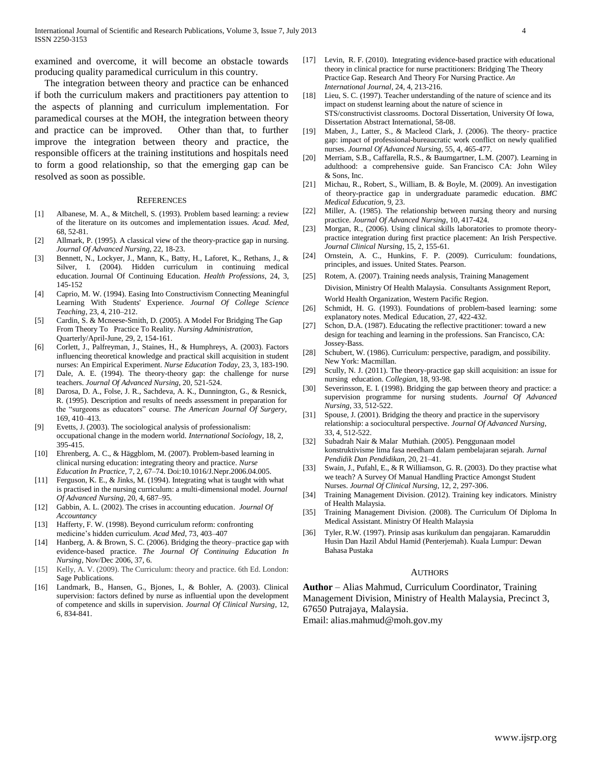examined and overcome, it will become an obstacle towards producing quality paramedical curriculum in this country.

The integration between theory and practice can be enhanced if both the curriculum makers and practitioners pay attention to the aspects of planning and curriculum implementation. For paramedical courses at the MOH, the integration between theory and practice can be improved. Other than that, to further improve the integration between theory and practice, the responsible officers at the training institutions and hospitals need to form a good relationship, so that the emerging gap can be resolved as soon as possible.

## REFERENCES

[1] Albanese, M. A., & Mitchell, S. (1993). Problem based learning: a review of the literature on its outcomes and implementation issues. *Acad. Med*, 68, 52-81.

[2] Allmark, P. (1995). A classical view of the theory-practice gap in nursing. *Journal Of Advanced Nursing*, 22, 18-23.

[3] Bennett, N., Lockyer, J., Mann, K., Batty, H., Laforet, K., Rethans, J., & Silver, I. (2004). Hidden curriculum in continuing medical education. Journal Of Continuing Education. *Health Professions*, 24, 3, 145-152

[4] Caprio, M. W. (1994). Easing Into Constructivism Connecting Meaningful Learning With Students' Experience. *Journal Of College Science Teaching*, 23, 4, 210–212.

[5] Cardin, S. & Mcneese-Smith, D. (2005). A Model For Bridging The Gap From Theory To Practice To Reality. *Nursing Administration*, Quarterly/April-June, 29, 2, 154-161.

[6] Corlett, J., Palfreyman, J., Staines, H., & Humphreys, A. (2003). Factors influencing theoretical knowledge and practical skill acquisition in student nurses: An Empirical Experiment. *Nurse Education Today*, 23, 3, 183-190.

[7] Dale, A. E. (1994). The theory-theory gap: the challenge for nurse teachers. *Journal Of Advanced Nursing*, 20, 521-524.

[8] Darosa, D. A., Folse, J. R., Sachdeva, A. K., Dunnington, G., & Resnick, R. (1995). Description and results of needs assessment in preparation for the "surgeons as educators" course. *The American Journal Of Surgery*, 169, 410–413.

[9] Evetts, J. (2003). The sociological analysis of professionalism: occupational change in the modern world. *International Sociology*, 18, 2, 395-415.

[10] Ehrenberg, A. C., & Häggblom, M. (2007). Problem-based learning in clinical nursing education: integrating theory and practice. *Nurse Education In Practice*, 7, 2, 67–74. Doi:10.1016/J.Nepr.2006.04.005.

[11] Ferguson, K. E., & Jinks, M. (1994). Integrating what is taught with what is practised in the nursing curriculum: a multi-dimensional model. *Journal Of Advanced Nursing*, 20, 4, 687–95.

[12] Gabbin, A. L. (2002). The crises in accounting education. *Journal Of Accountancy*

[13] Hafferty, F. W. (1998). Beyond curriculum reform: confronting medicine's hidden curriculum. *Acad Med*, 73, 403–407

[14] Hanberg, A. & Brown, S. C. (2006). Bridging the theory–practice gap with evidence-based practice. *The Journal Of Continuing Education In Nursing*, Nov/Dec 2006, 37, 6.

[15] Kelly, A. V. (2009). The Curriculum: theory and practice. 6th Ed. London: Sage Publications.

[16] Landmark, B., Hansen, G., Bjones, I., & Bohler, A. (2003). Clinical supervision: factors defined by nurse as influential upon the development of competence and skills in supervision. *Journal Of Clinical Nursing*, 12, 6, 834-841.

[17] Levin, R. F. (2010). Integrating evidence-based practice with educational theory in clinical practice for nurse practitioners: Bridging The Theory Practice Gap. Research And Theory For Nursing Practice. *An International Journal*, 24, 4, 213-216.

[18] Lieu, S. C. (1997). Teacher understanding of the nature of science and its impact on studenst learning about the nature of science in STS/constructivist classrooms. Doctoral Dissertation, University Of Iowa, Dissertation Abstract International, 58-08.

[19] Maben, J., Latter, S., & Macleod Clark, J. (2006). The theory- practice gap: impact of professional-bureaucratic work conflict on newly qualified nurses. *Journal Of Advanced Nursing*, 55, 4, 465-477.

[20] Merriam, S.B., Caffarella, R.S., & Baumgartner, L.M. (2007). Learning in adulthood: a comprehensive guide. San Francisco CA: John Wiley & Sons, Inc.

[21] Michau, R., Robert, S., William, B. & Boyle, M. (2009). An investigation of theory-practice gap in undergraduate paramedic education. *BMC Medical Education*, 9, 23.

[22] Miller, A. (1985). The relationship between nursing theory and nursing practice. *Journal Of Advanced Nursing*, 10, 417-424.

[23] Morgan, R., (2006). Using clinical skills laboratories to promote theory-practice integration during first practice placement: An Irish Perspective. *Journal Clinical Nursing*, 15, 2, 155-61.

[24] Ornstein, A. C., Hunkins, F. P. (2009). Curriculum: foundations, principles, and issues. United States. Pearson.

[25] Rotem, A. (2007). Training needs analysis, Training Management Division, Ministry Of Health Malaysia. Consultants Assignment Report, World Health Organization, Western Pacific Region.

[26] Schmidt, H. G. (1993). Foundations of problem-based learning: some explanatory notes. Medical Education, 27, 422-432.

[27] Schon, D.A. (1987). Educating the reflective practitioner: toward a new design for teaching and learning in the professions. San Francisco, CA: Jossey-Bass.

[28] Schubert, W. (1986). Curriculum: perspective, paradigm, and possibility. New York: Macmillan.

[29] Scully, N. J. (2011). The theory-practice gap skill acquisition: an issue for nursing education. *Collegian*, 18, 93-98.

[30] Severinsson, E. I. (1998). Bridging the gap between theory and practice: a supervision programme for nursing students. *Journal Of Advanced Nursing*, 33, 512-522.

[31] Spouse, J. (2001). Bridging the theory and practice in the supervisory relationship: a sociocultural perspective. *Journal Of Advanced Nursing*, 33, 4, 512-522.

[32] Subadrah Nair & Malar Muthiah. (2005). Penggunaan model konstruktivisme lima fasa needham dalam pembelajaran sejarah. *Jurnal Pendidik Dan Pendidikan*, 20, 21–41.

[33] Swain, J., Pufahl, E., & R Williamson, G. R. (2003). Do they practise what we teach? A Survey Of Manual Handling Practice Amongst Student Nurses. *Journal Of Clinical Nursing*, 12, 2, 297-306.

[34] Training Management Division. (2012). Training key indicators. Ministry of Health Malaysia.

[35] Training Management Division. (2008). The Curriculum Of Diploma In Medical Assistant. Ministry Of Health Malaysia

[36] Tyler, R.W. (1997). Prinsip asas kurikulum dan pengajaran. Kamaruddin Husin Dan Hazil Abdul Hamid (Penterjemah). Kuala Lumpur: Dewan Bahasa Pustaka

## AUTHORS

**Author** – Alias Mahmud, Curriculum Coordinator, Training Management Division, Ministry of Health Malaysia, Precinct 3, 67650 Putrajaya, Malaysia.
Email: alias.mahmud@moh.gov.my